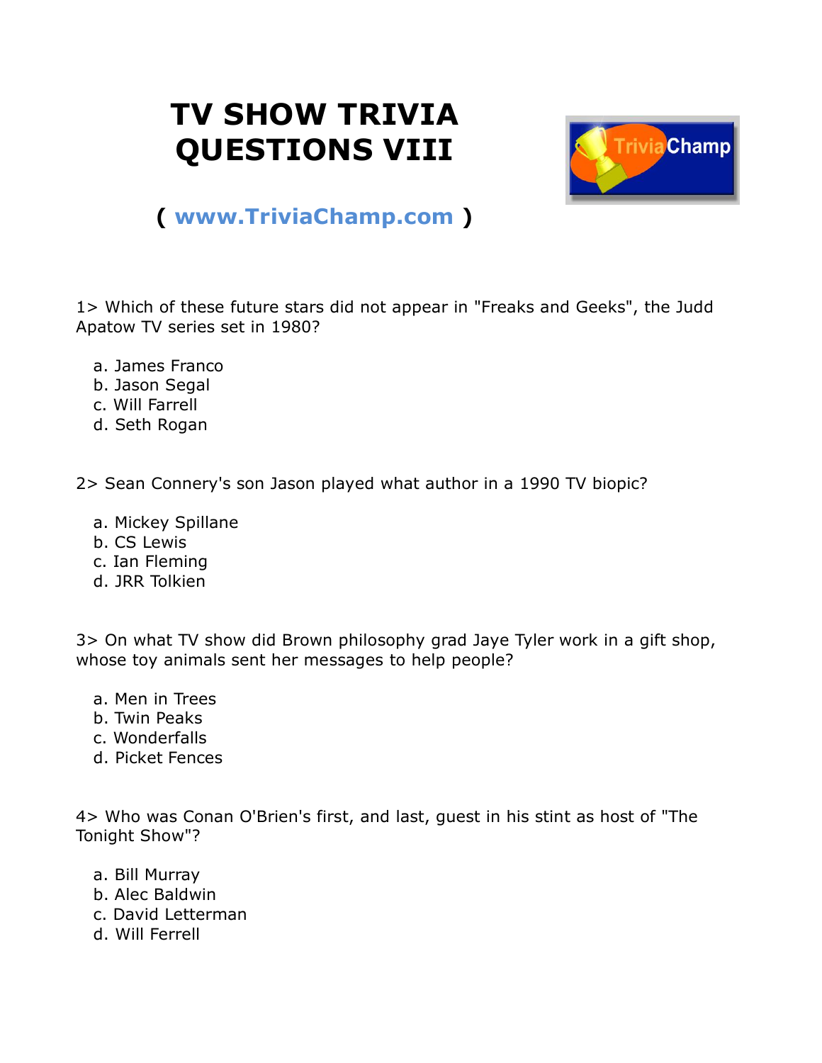# TV SHOW TRIVIA QUESTIONS VIII

( www.TriviaChamp.com )

1> Which of these future stars did not appear in "Freaks and Geeks", the Judd Apatow TV series set in 1980?

a. James Franco
b. Jason Segal
c. Will Farrell
d. Seth Rogan

2> Sean Connery's son Jason played what author in a 1990 TV biopic?

a. Mickey Spillane
b. CS Lewis
c. Ian Fleming
d. JRR Tolkien

3> On what TV show did Brown philosophy grad Jaye Tyler work in a gift shop, whose toy animals sent her messages to help people?

a. Men in Trees
b. Twin Peaks
c. Wonderfalls
d. Picket Fences

4> Who was Conan O'Brien's first, and last, guest in his stint as host of "The Tonight Show"?

a. Bill Murray
b. Alec Baldwin
c. David Letterman
d. Will Ferrell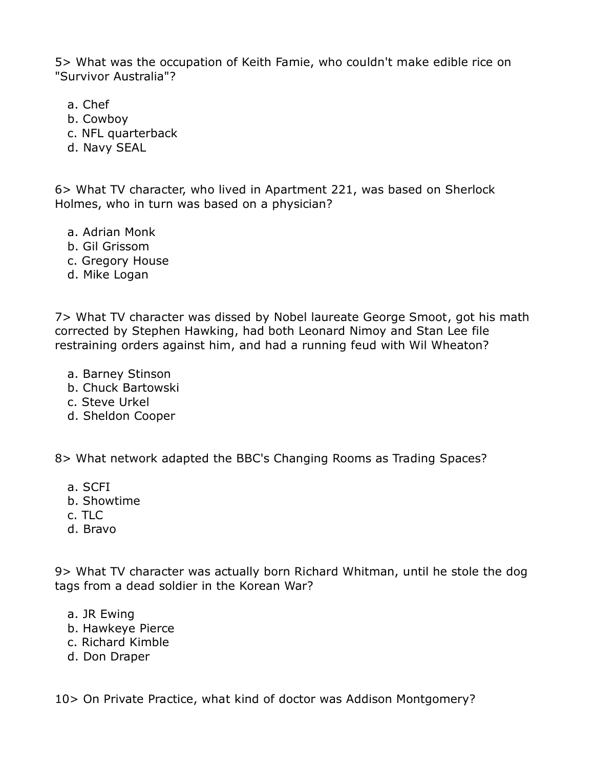5> What was the occupation of Keith Famie, who couldn't make edible rice on "Survivor Australia"?

a. Chef
b. Cowboy
c. NFL quarterback
d. Navy SEAL

6> What TV character, who lived in Apartment 221, was based on Sherlock Holmes, who in turn was based on a physician?

a. Adrian Monk
b. Gil Grissom
c. Gregory House
d. Mike Logan

7> What TV character was dissed by Nobel laureate George Smoot, got his math corrected by Stephen Hawking, had both Leonard Nimoy and Stan Lee file restraining orders against him, and had a running feud with Wil Wheaton?

a. Barney Stinson
b. Chuck Bartowski
c. Steve Urkel
d. Sheldon Cooper

8> What network adapted the BBC's Changing Rooms as Trading Spaces?

a. SCFI
b. Showtime
c. TLC
d. Bravo

9> What TV character was actually born Richard Whitman, until he stole the dog tags from a dead soldier in the Korean War?

a. JR Ewing
b. Hawkeye Pierce
c. Richard Kimble
d. Don Draper

10> On Private Practice, what kind of doctor was Addison Montgomery?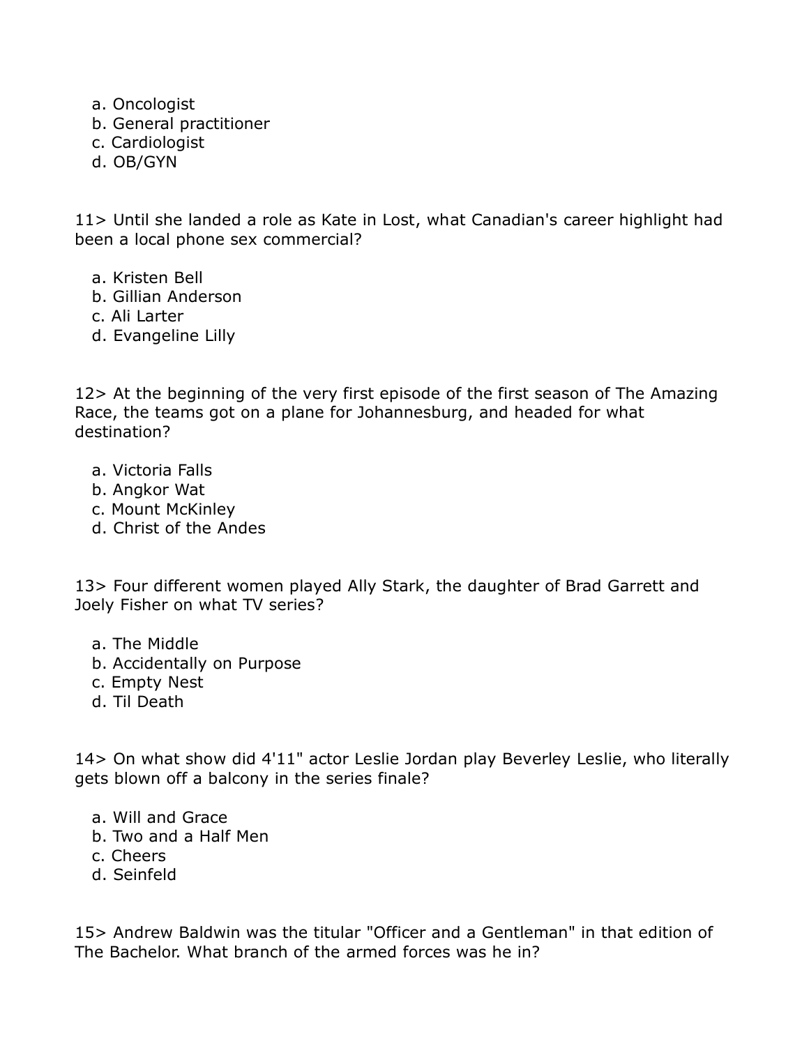a. Oncologist
b. General practitioner
c. Cardiologist
d. OB/GYN

11> Until she landed a role as Kate in Lost, what Canadian's career highlight had been a local phone sex commercial?

a. Kristen Bell
b. Gillian Anderson
c. Ali Larter
d. Evangeline Lilly

12> At the beginning of the very first episode of the first season of The Amazing Race, the teams got on a plane for Johannesburg, and headed for what destination?

a. Victoria Falls
b. Angkor Wat
c. Mount McKinley
d. Christ of the Andes

13> Four different women played Ally Stark, the daughter of Brad Garrett and Joely Fisher on what TV series?

a. The Middle
b. Accidentally on Purpose
c. Empty Nest
d. Til Death

14> On what show did 4'11" actor Leslie Jordan play Beverley Leslie, who literally gets blown off a balcony in the series finale?

a. Will and Grace
b. Two and a Half Men
c. Cheers
d. Seinfeld

15> Andrew Baldwin was the titular "Officer and a Gentleman" in that edition of The Bachelor. What branch of the armed forces was he in?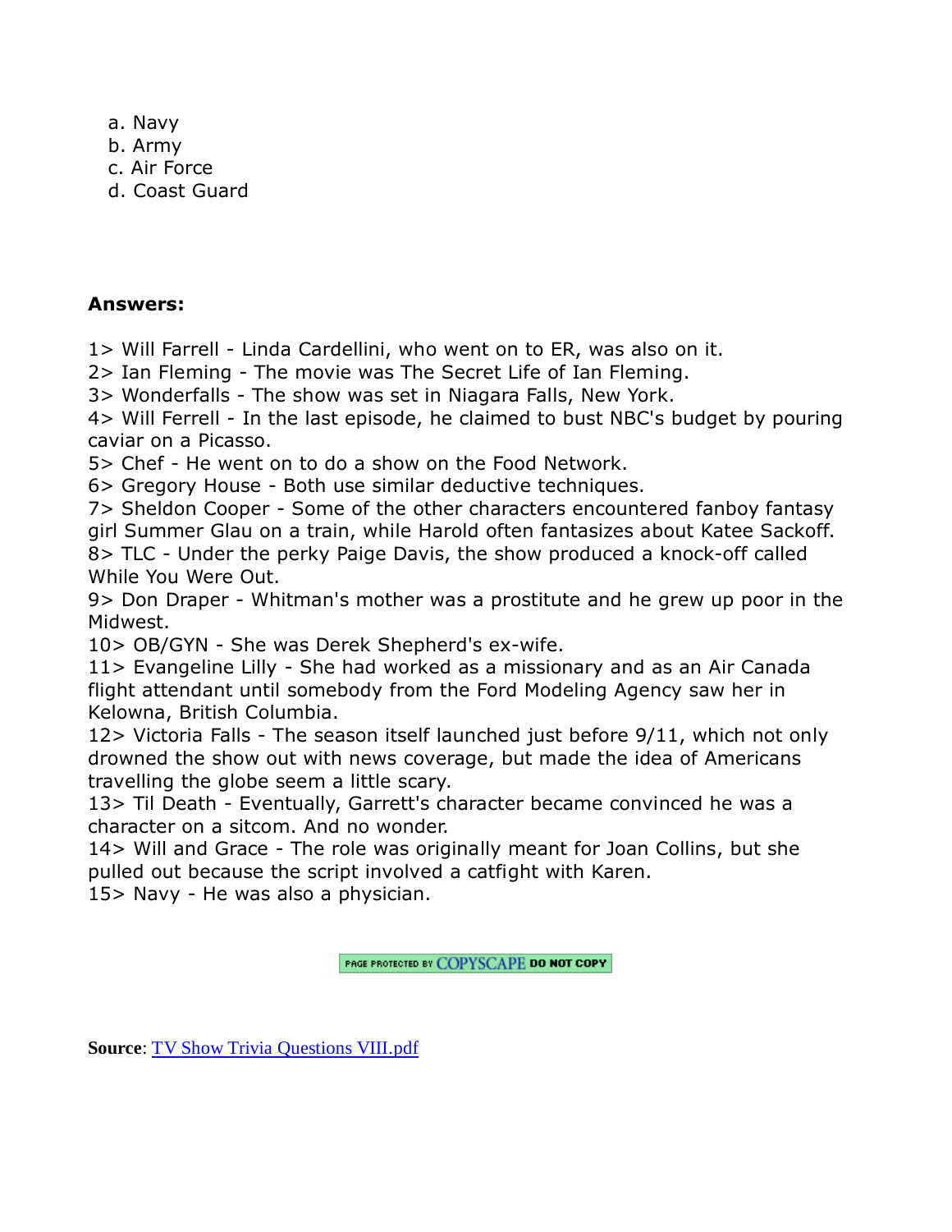a. Navy
b. Army
c. Air Force
d. Coast Guard

**Answers:**

1> Will Farrell - Linda Cardellini, who went on to ER, was also on it.
2> Ian Fleming - The movie was The Secret Life of Ian Fleming.
3> Wonderfalls - The show was set in Niagara Falls, New York.
4> Will Ferrell - In the last episode, he claimed to bust NBC's budget by pouring caviar on a Picasso.
5> Chef - He went on to do a show on the Food Network.
6> Gregory House - Both use similar deductive techniques.
7> Sheldon Cooper - Some of the other characters encountered fanboy fantasy girl Summer Glau on a train, while Harold often fantasizes about Katee Sackoff.
8> TLC - Under the perky Paige Davis, the show produced a knock-off called While You Were Out.
9> Don Draper - Whitman's mother was a prostitute and he grew up poor in the Midwest.
10> OB/GYN - She was Derek Shepherd's ex-wife.
11> Evangeline Lilly - She had worked as a missionary and as an Air Canada flight attendant until somebody from the Ford Modeling Agency saw her in Kelowna, British Columbia.
12> Victoria Falls - The season itself launched just before 9/11, which not only drowned the show out with news coverage, but made the idea of Americans travelling the globe seem a little scary.
13> Til Death - Eventually, Garrett's character became convinced he was a character on a sitcom. And no wonder.
14> Will and Grace - The role was originally meant for Joan Collins, but she pulled out because the script involved a catfight with Karen.
15> Navy - He was also a physician.

PAGE PROTECTED BY COPYSCAPE DO NOT COPY

**Source**: TV Show Trivia Questions VIII.pdf